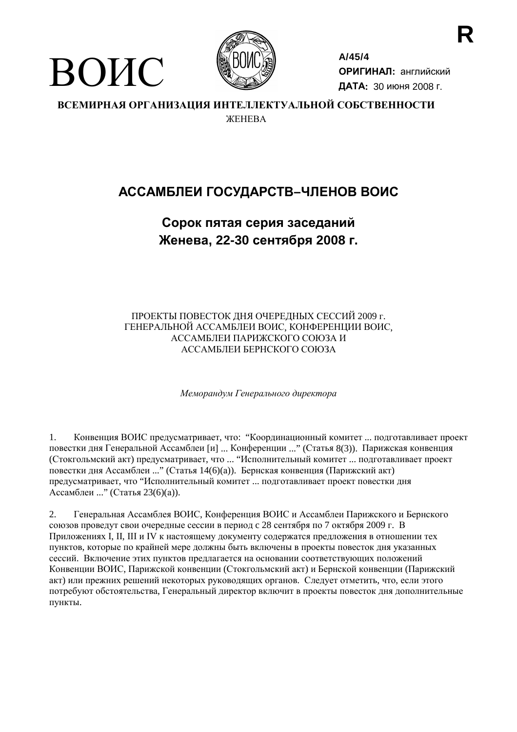R

ВОИС

A/45/4
**ОРИГИНАЛ:** английский
**ДАТА:** 30 июня 2008 г.

**ВСЕМИРНАЯ ОРГАНИЗАЦИЯ ИНТЕЛЛЕКТУАЛЬНОЙ СОБСТВЕННОСТИ**
ЖЕНЕВА

# АССАМБЛЕИ ГОСУДАРСТВ–ЧЛЕНОВ ВОИС

## Сорок пятая серия заседаний
## Женева, 22-30 сентября 2008 г.

ПРОЕКТЫ ПОВЕСТОК ДНЯ ОЧЕРЕДНЫХ СЕССИЙ 2009 г.
ГЕНЕРАЛЬНОЙ АССАМБЛЕИ ВОИС, КОНФЕРЕНЦИИ ВОИС,
АССАМБЛЕИ ПАРИЖСКОГО СОЮЗА И
АССАМБЛЕИ БЕРНСКОГО СОЮЗА

*Меморандум Генерального директора*

1. Конвенция ВОИС предусматривает, что: "Координационный комитет ... подготавливает проект повестки дня Генеральной Ассамблеи [и] ... Конференции ..." (Статья 8(3)). Парижская конвенция (Стокгольмский акт) предусматривает, что ... "Исполнительный комитет ... подготавливает проект повестки дня Ассамблеи ..." (Статья 14(6)(a)). Бернская конвенция (Парижский акт) предусматривает, что "Исполнительный комитет ... подготавливает проект повестки дня Ассамблеи ..." (Статья 23(6)(a)).

2. Генеральная Ассамблея ВОИС, Конференция ВОИС и Ассамблеи Парижского и Бернского союзов проведут свои очередные сессии в период с 28 сентября по 7 октября 2009 г. В Приложениях I, II, III и IV к настоящему документу содержатся предложения в отношении тех пунктов, которые по крайней мере должны быть включены в проекты повесток дня указанных сессий. Включение этих пунктов предлагается на основании соответствующих положений Конвенции ВОИС, Парижской конвенции (Стокгольмский акт) и Бернской конвенции (Парижский акт) или прежних решений некоторых руководящих органов. Следует отметить, что, если этого потребуют обстоятельства, Генеральный директор включит в проекты повесток дня дополнительные пункты.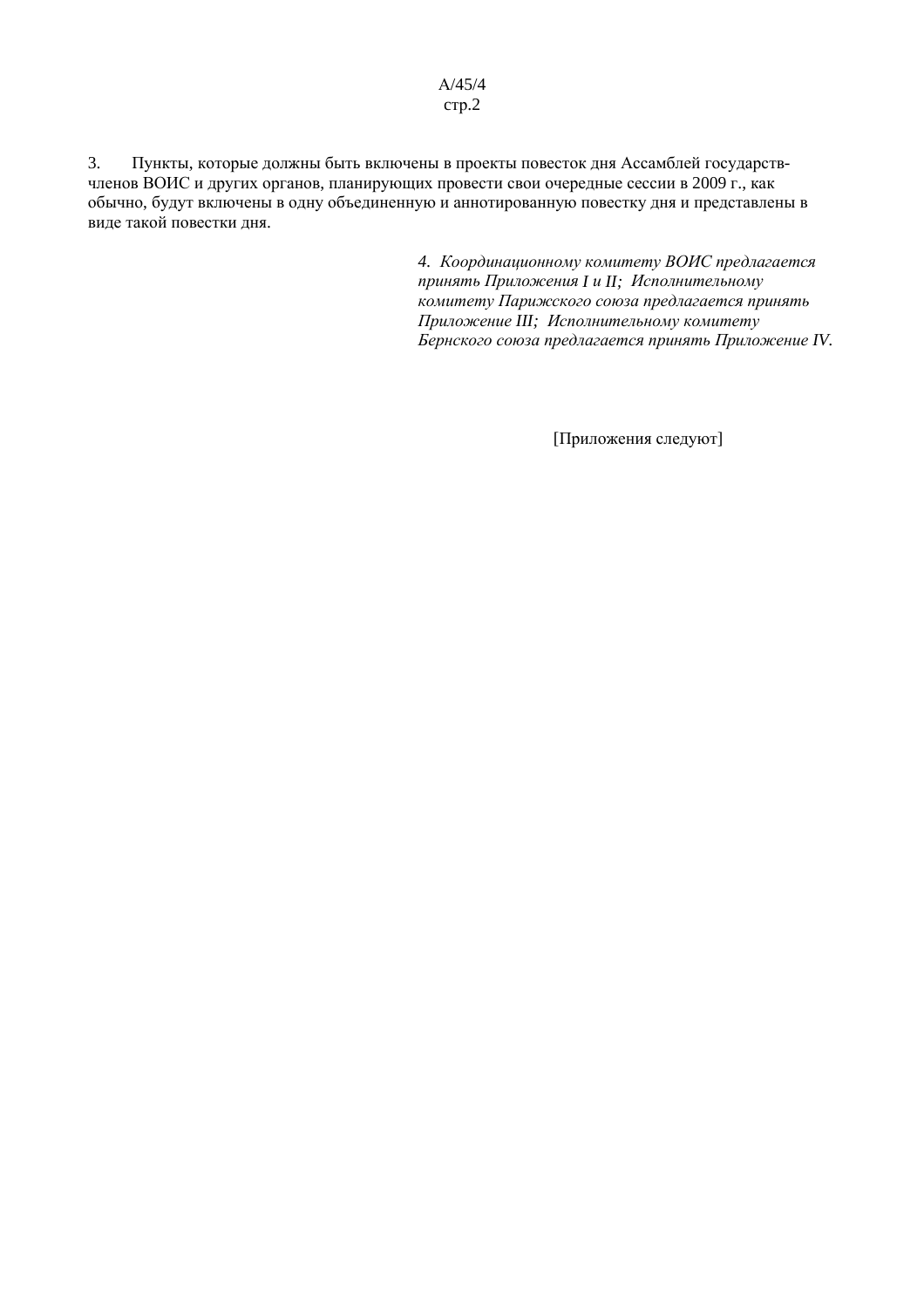3. Пункты, которые должны быть включены в проекты повесток дня Ассамблей государств-членов ВОИС и других органов, планирующих провести свои очередные сессии в 2009 г., как обычно, будут включены в одну объединенную и аннотированную повестку дня и представлены в виде такой повестки дня.

*4. Координационному комитету ВОИС предлагается принять Приложения I и II; Исполнительному комитету Парижского союза предлагается принять Приложение III; Исполнительному комитету Бернского союза предлагается принять Приложение IV.*

[Приложения следуют]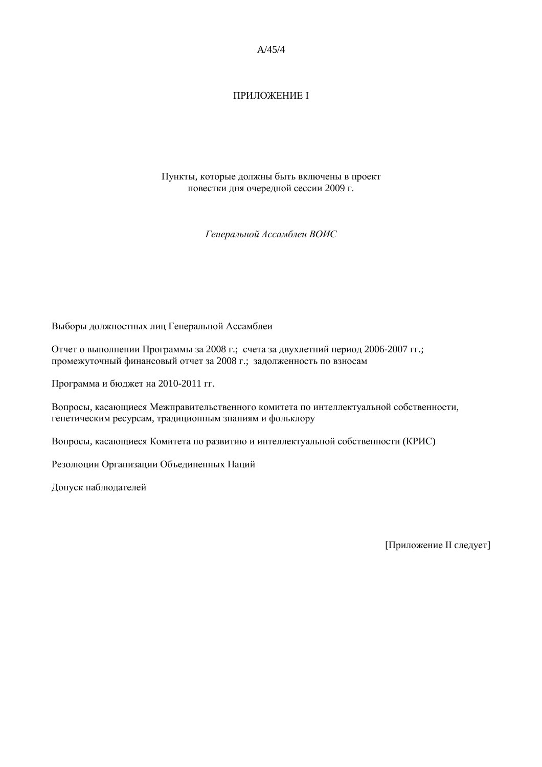# ПРИЛОЖЕНИЕ I

Пункты, которые должны быть включены в проект повестки дня очередной сессии 2009 г.

*Генеральной Ассамблеи ВОИС*

Выборы должностных лиц Генеральной Ассамблеи

Отчет о выполнении Программы за 2008 г.; счета за двухлетний период 2006-2007 гг.; промежуточный финансовый отчет за 2008 г.; задолженность по взносам

Программа и бюджет на 2010-2011 гг.

Вопросы, касающиеся Межправительственного комитета по интеллектуальной собственности, генетическим ресурсам, традиционным знаниям и фольклору

Вопросы, касающиеся Комитета по развитию и интеллектуальной собственности (КРИС)

Резолюции Организации Объединенных Наций

Допуск наблюдателей

[Приложение II следует]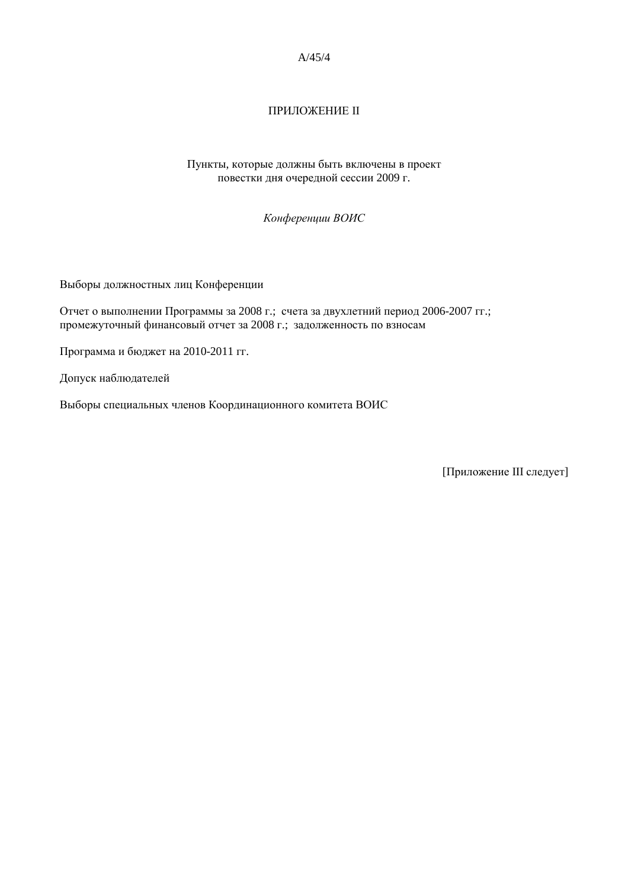ПРИЛОЖЕНИЕ II

Пункты, которые должны быть включены в проект повестки дня очередной сессии 2009 г.

*Конференции ВОИС*

Выборы должностных лиц Конференции

Отчет о выполнении Программы за 2008 г.; счета за двухлетний период 2006-2007 гг.; промежуточный финансовый отчет за 2008 г.; задолженность по взносам

Программа и бюджет на 2010-2011 гг.

Допуск наблюдателей

Выборы специальных членов Координационного комитета ВОИС

[Приложение III следует]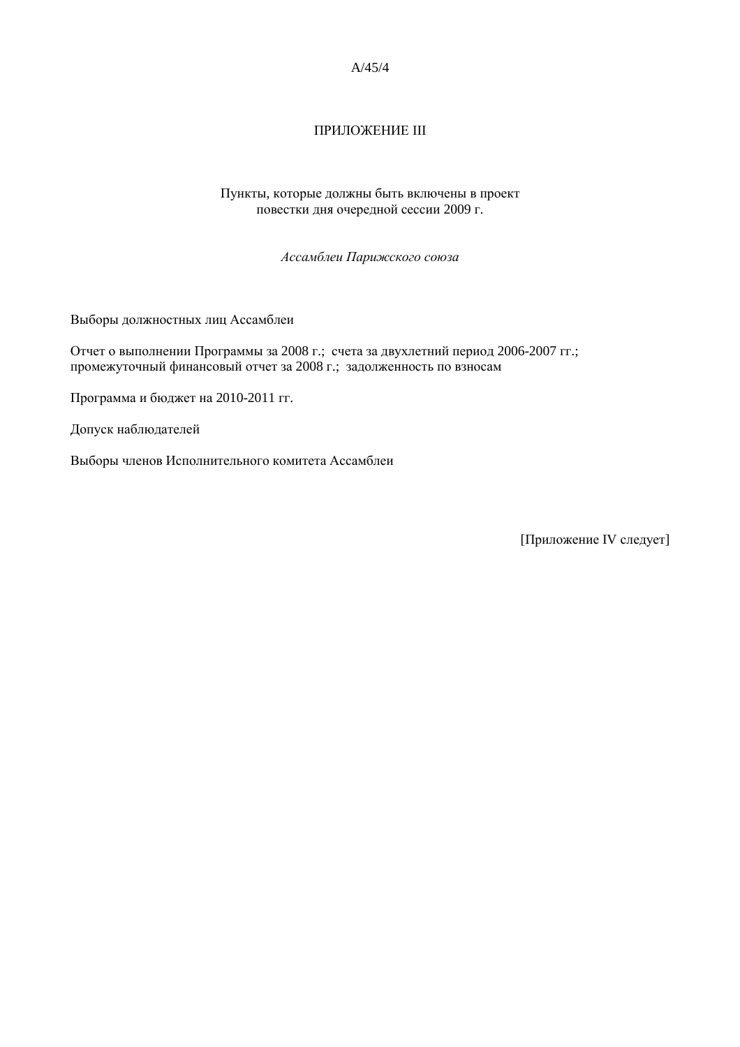# ПРИЛОЖЕНИЕ III

## Пункты, которые должны быть включены в проект повестки дня очередной сессии 2009 г.

*Ассамблеи Парижского союза*

Выборы должностных лиц Ассамблеи

Отчет о выполнении Программы за 2008 г.; счета за двухлетний период 2006-2007 гг.; промежуточный финансовый отчет за 2008 г.; задолженность по взносам

Программа и бюджет на 2010-2011 гг.

Допуск наблюдателей

Выборы членов Исполнительного комитета Ассамблеи

[Приложение IV следует]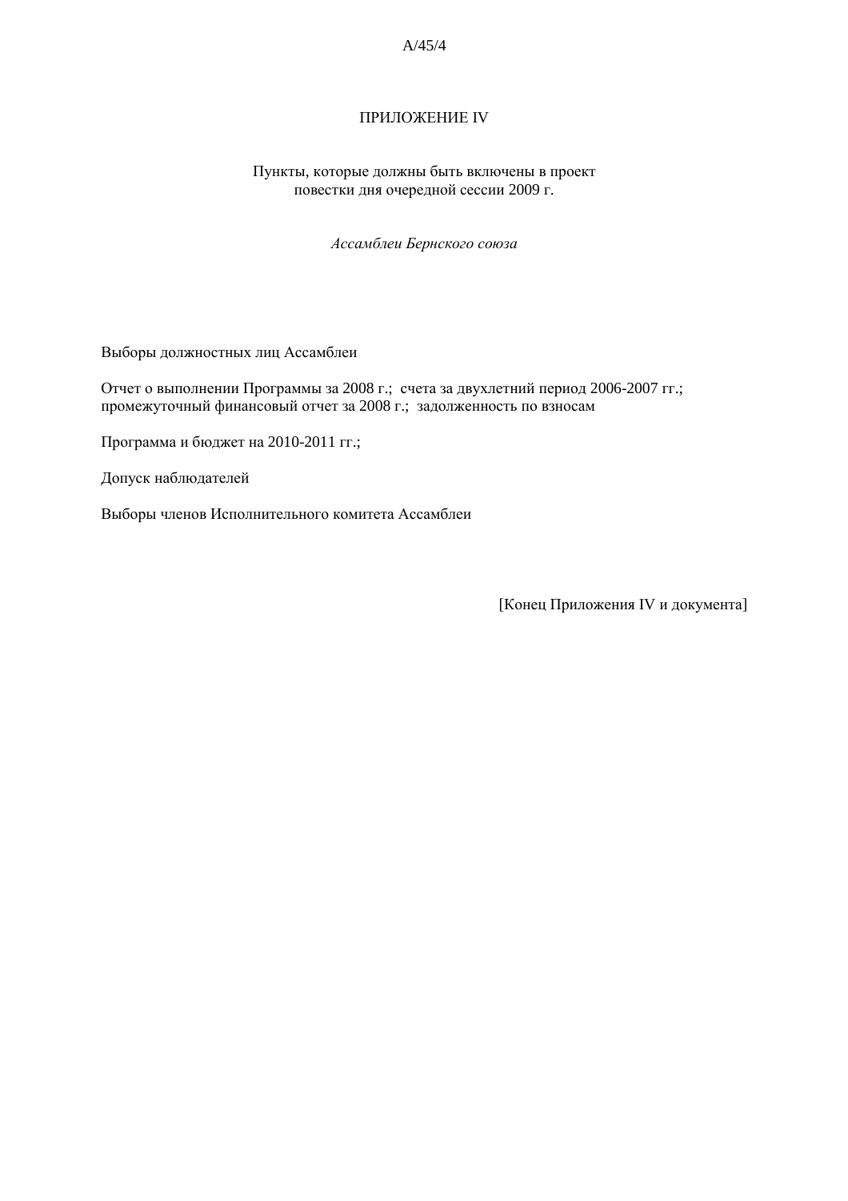# ПРИЛОЖЕНИЕ IV

Пункты, которые должны быть включены в проект повестки дня очередной сессии 2009 г.

*Ассамблеи Бернского союза*

Выборы должностных лиц Ассамблеи

Отчет о выполнении Программы за 2008 г.; счета за двухлетний период 2006-2007 гг.; промежуточный финансовый отчет за 2008 г.; задолженность по взносам

Программа и бюджет на 2010-2011 гг.;

Допуск наблюдателей

Выборы членов Исполнительного комитета Ассамблеи

[Конец Приложения IV и документа]